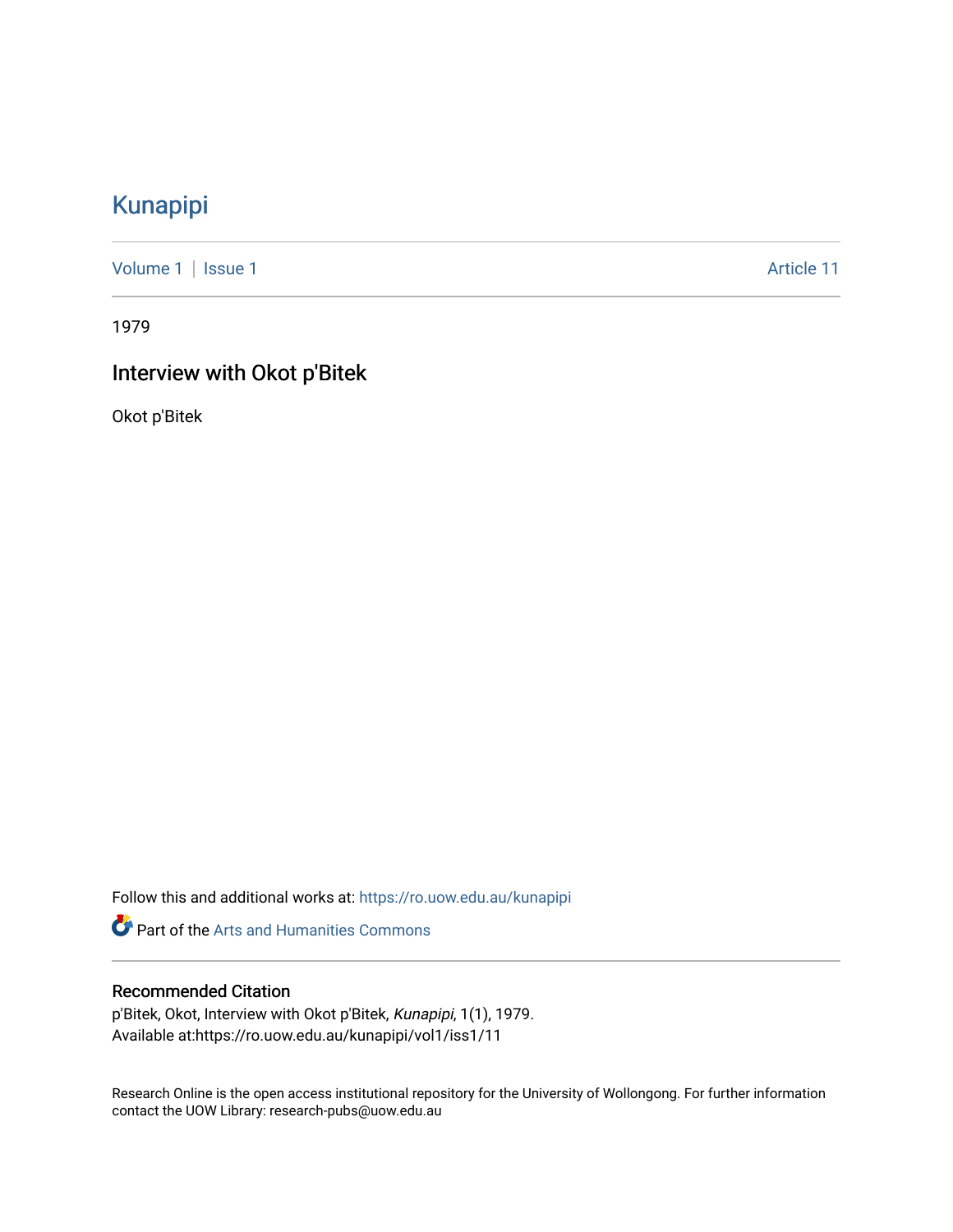# Kunapipi

Volume 1 | Issue 1 Article 11

1979

## Interview with Okot p'Bitek

Okot p'Bitek

Follow this and additional works at: https://ro.uow.edu.au/kunapipi

Part of the Arts and Humanities Commons

### Recommended Citation

p'Bitek, Okot, Interview with Okot p'Bitek, *Kunapipi*, 1(1), 1979.
Available at:https://ro.uow.edu.au/kunapipi/vol1/iss1/11

Research Online is the open access institutional repository for the University of Wollongong. For further information contact the UOW Library: research-pubs@uow.edu.au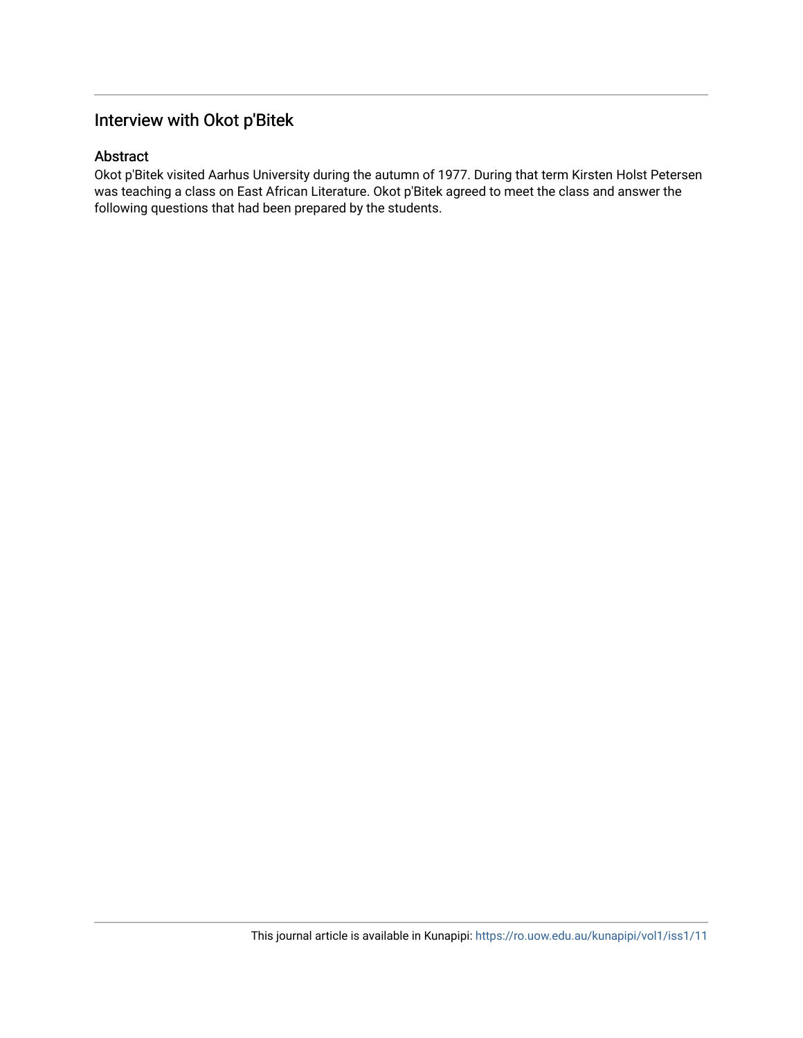## Interview with Okot p'Bitek

### Abstract

Okot p'Bitek visited Aarhus University during the autumn of 1977. During that term Kirsten Holst Petersen was teaching a class on East African Literature. Okot p'Bitek agreed to meet the class and answer the following questions that had been prepared by the students.

This journal article is available in Kunapipi: https://ro.uow.edu.au/kunapipi/vol1/iss1/11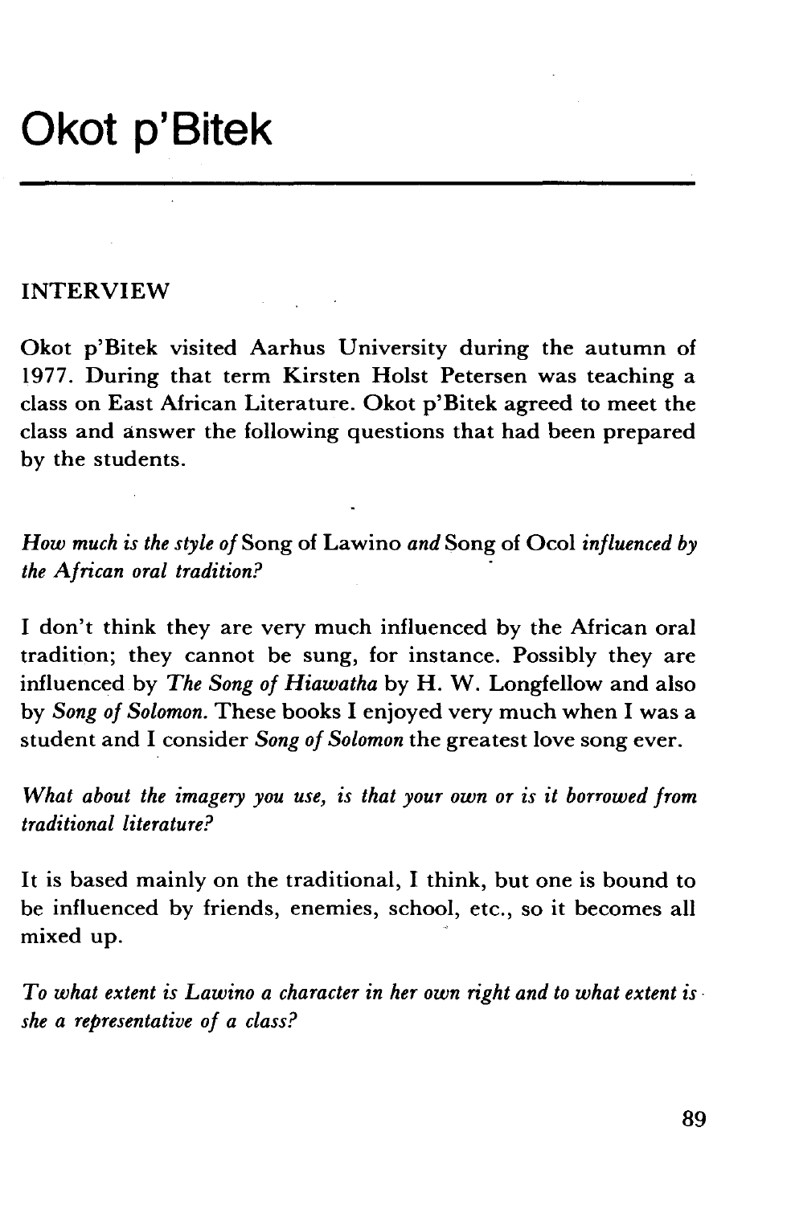# Okot p'Bitek

INTERVIEW

Okot p'Bitek visited Aarhus University during the autumn of 1977. During that term Kirsten Holst Petersen was teaching a class on East African Literature. Okot p'Bitek agreed to meet the class and answer the following questions that had been prepared by the students.

*How much is the style of* Song of Lawino *and* Song of Ocol *influenced by the African oral tradition?*

I don't think they are very much influenced by the African oral tradition; they cannot be sung, for instance. Possibly they are influenced by *The Song of Hiawatha* by H. W. Longfellow and also by *Song of Solomon.* These books I enjoyed very much when I was a student and I consider *Song of Solomon* the greatest love song ever.

*What about the imagery you use, is that your own or is it borrowed from traditional literature?*

It is based mainly on the traditional, I think, but one is bound to be influenced by friends, enemies, school, etc., so it becomes all mixed up.

*To what extent is Lawino a character in her own right and to what extent is she a representative of a class?*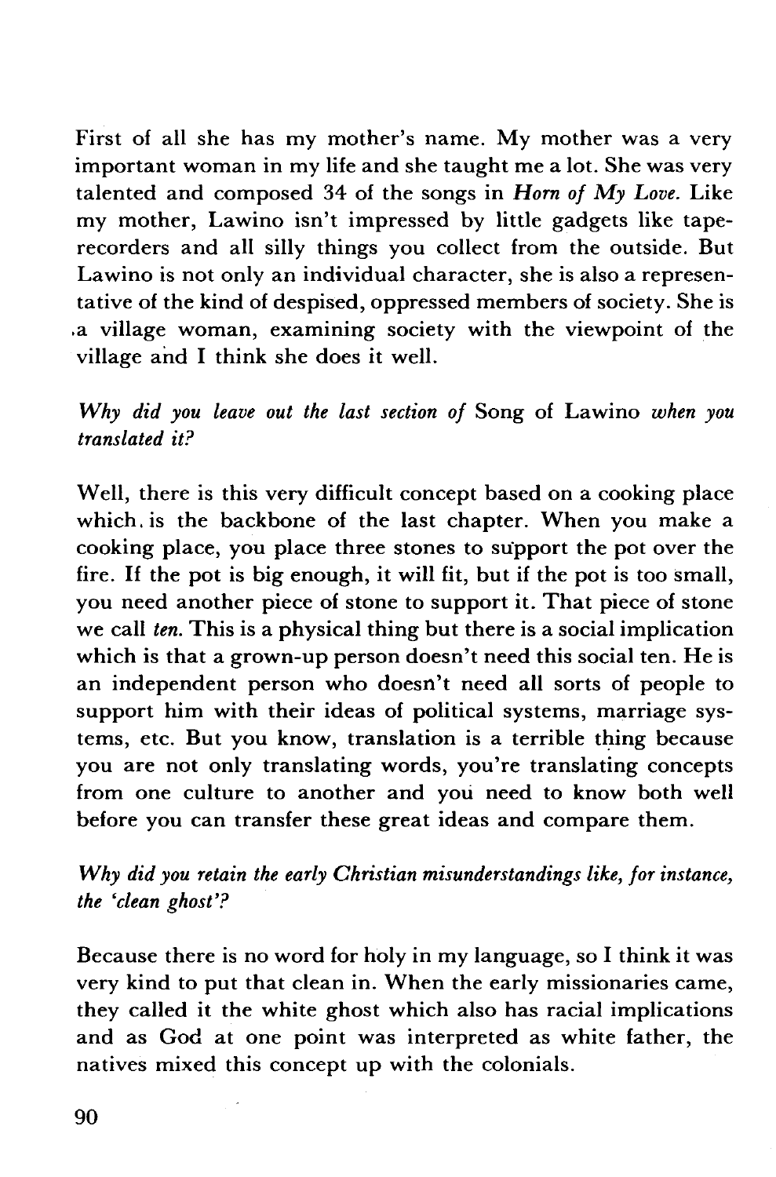First of all she has my mother's name. My mother was a very important woman in my life and she taught me a lot. She was very talented and composed 34 of the songs in *Horn of My Love.* Like my mother, Lawino isn't impressed by little gadgets like tape-recorders and all silly things you collect from the outside. But Lawino is not only an individual character, she is also a representative of the kind of despised, oppressed members of society. She is a village woman, examining society with the viewpoint of the village and I think she does it well.

*Why did you leave out the last section of* Song of Lawino *when you translated it?*

Well, there is this very difficult concept based on a cooking place which is the backbone of the last chapter. When you make a cooking place, you place three stones to support the pot over the fire. If the pot is big enough, it will fit, but if the pot is too small, you need another piece of stone to support it. That piece of stone we call *ten.* This is a physical thing but there is a social implication which is that a grown-up person doesn't need this social ten. He is an independent person who doesn't need all sorts of people to support him with their ideas of political systems, marriage systems, etc. But you know, translation is a terrible thing because you are not only translating words, you're translating concepts from one culture to another and you need to know both well before you can transfer these great ideas and compare them.

*Why did you retain the early Christian misunderstandings like, for instance, the 'clean ghost'?*

Because there is no word for holy in my language, so I think it was very kind to put that clean in. When the early missionaries came, they called it the white ghost which also has racial implications and as God at one point was interpreted as white father, the natives mixed this concept up with the colonials.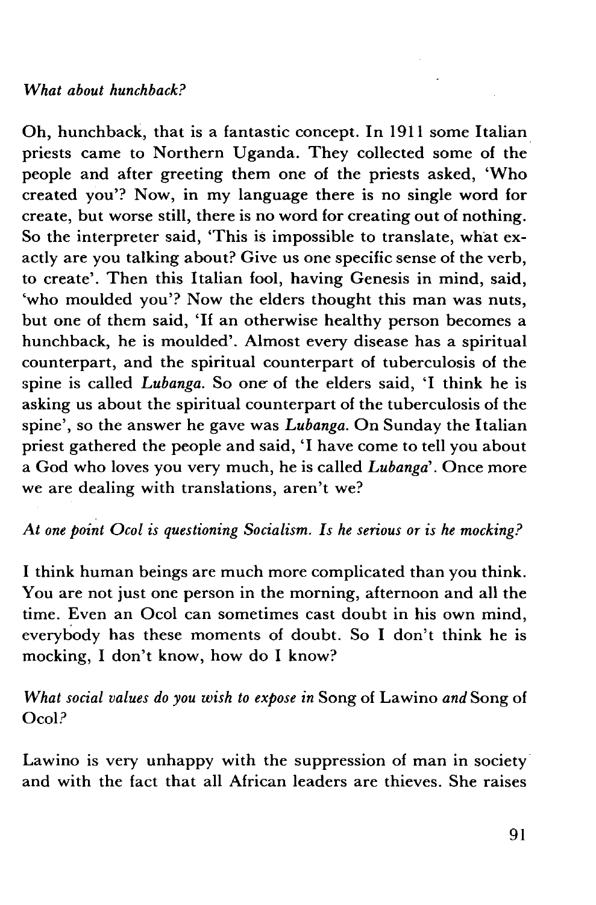*What about hunchback?*

Oh, hunchback, that is a fantastic concept. In 1911 some Italian priests came to Northern Uganda. They collected some of the people and after greeting them one of the priests asked, 'Who created you'? Now, in my language there is no single word for create, but worse still, there is no word for creating out of nothing. So the interpreter said, 'This is impossible to translate, what exactly are you talking about? Give us one specific sense of the verb, to create'. Then this Italian fool, having Genesis in mind, said, 'who moulded you'? Now the elders thought this man was nuts, but one of them said, 'If an otherwise healthy person becomes a hunchback, he is moulded'. Almost every disease has a spiritual counterpart, and the spiritual counterpart of tuberculosis of the spine is called *Lubanga*. So one of the elders said, 'I think he is asking us about the spiritual counterpart of the tuberculosis of the spine', so the answer he gave was *Lubanga*. On Sunday the Italian priest gathered the people and said, 'I have come to tell you about a God who loves you very much, he is called *Lubanga*'. Once more we are dealing with translations, aren't we?

*At one point Ocol is questioning Socialism. Is he serious or is he mocking?*

I think human beings are much more complicated than you think. You are not just one person in the morning, afternoon and all the time. Even an Ocol can sometimes cast doubt in his own mind, everybody has these moments of doubt. So I don't think he is mocking, I don't know, how do I know?

*What social values do you wish to expose in* Song of Lawino *and* Song of Ocol?

Lawino is very unhappy with the suppression of man in society and with the fact that all African leaders are thieves. She raises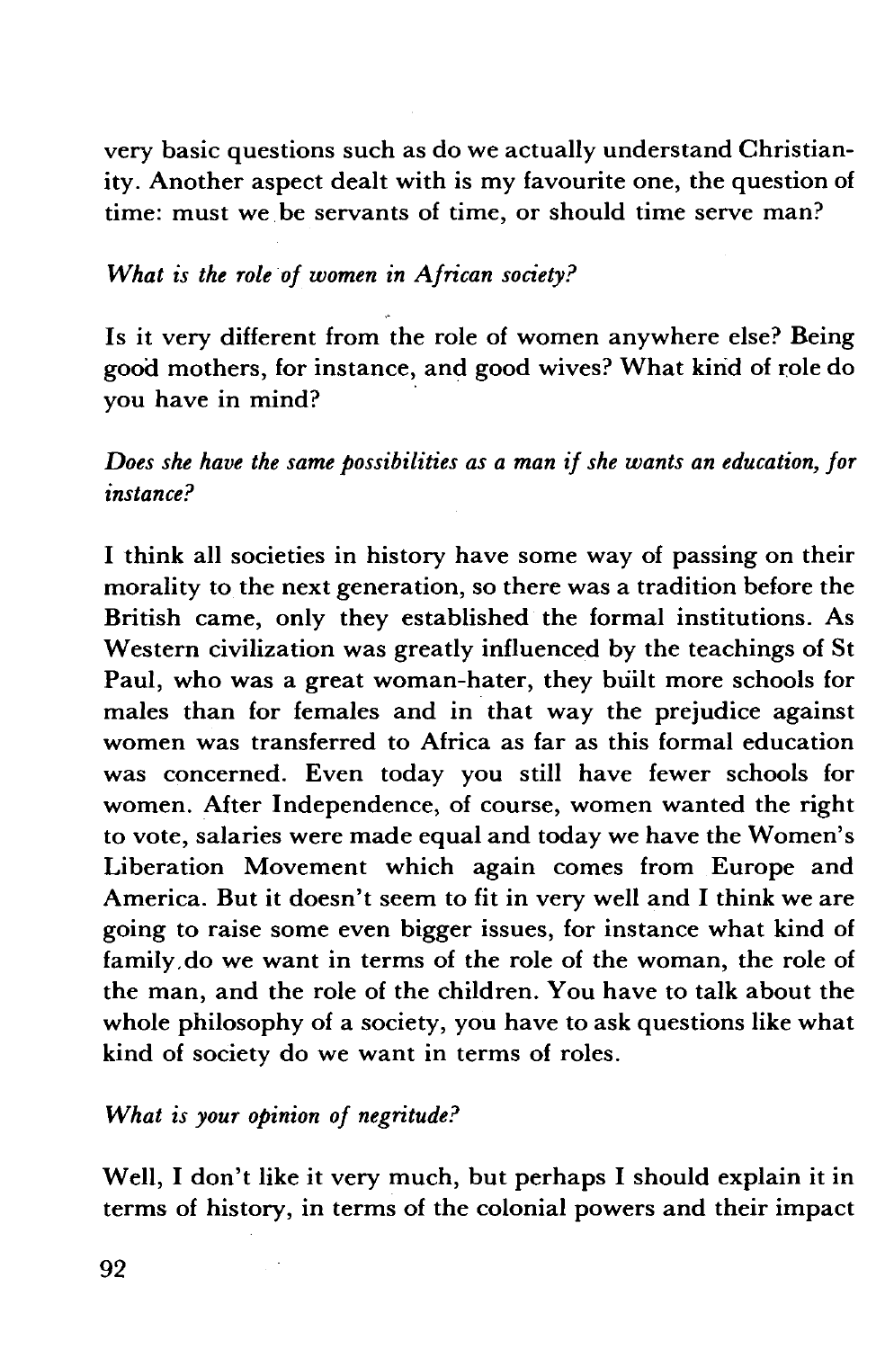very basic questions such as do we actually understand Christianity. Another aspect dealt with is my favourite one, the question of time: must we be servants of time, or should time serve man?

*What is the role of women in African society?*

Is it very different from the role of women anywhere else? Being good mothers, for instance, and good wives? What kind of role do you have in mind?

*Does she have the same possibilities as a man if she wants an education, for instance?*

I think all societies in history have some way of passing on their morality to the next generation, so there was a tradition before the British came, only they established the formal institutions. As Western civilization was greatly influenced by the teachings of St Paul, who was a great woman-hater, they built more schools for males than for females and in that way the prejudice against women was transferred to Africa as far as this formal education was concerned. Even today you still have fewer schools for women. After Independence, of course, women wanted the right to vote, salaries were made equal and today we have the Women's Liberation Movement which again comes from Europe and America. But it doesn't seem to fit in very well and I think we are going to raise some even bigger issues, for instance what kind of family do we want in terms of the role of the woman, the role of the man, and the role of the children. You have to talk about the whole philosophy of a society, you have to ask questions like what kind of society do we want in terms of roles.

*What is your opinion of negritude?*

Well, I don't like it very much, but perhaps I should explain it in terms of history, in terms of the colonial powers and their impact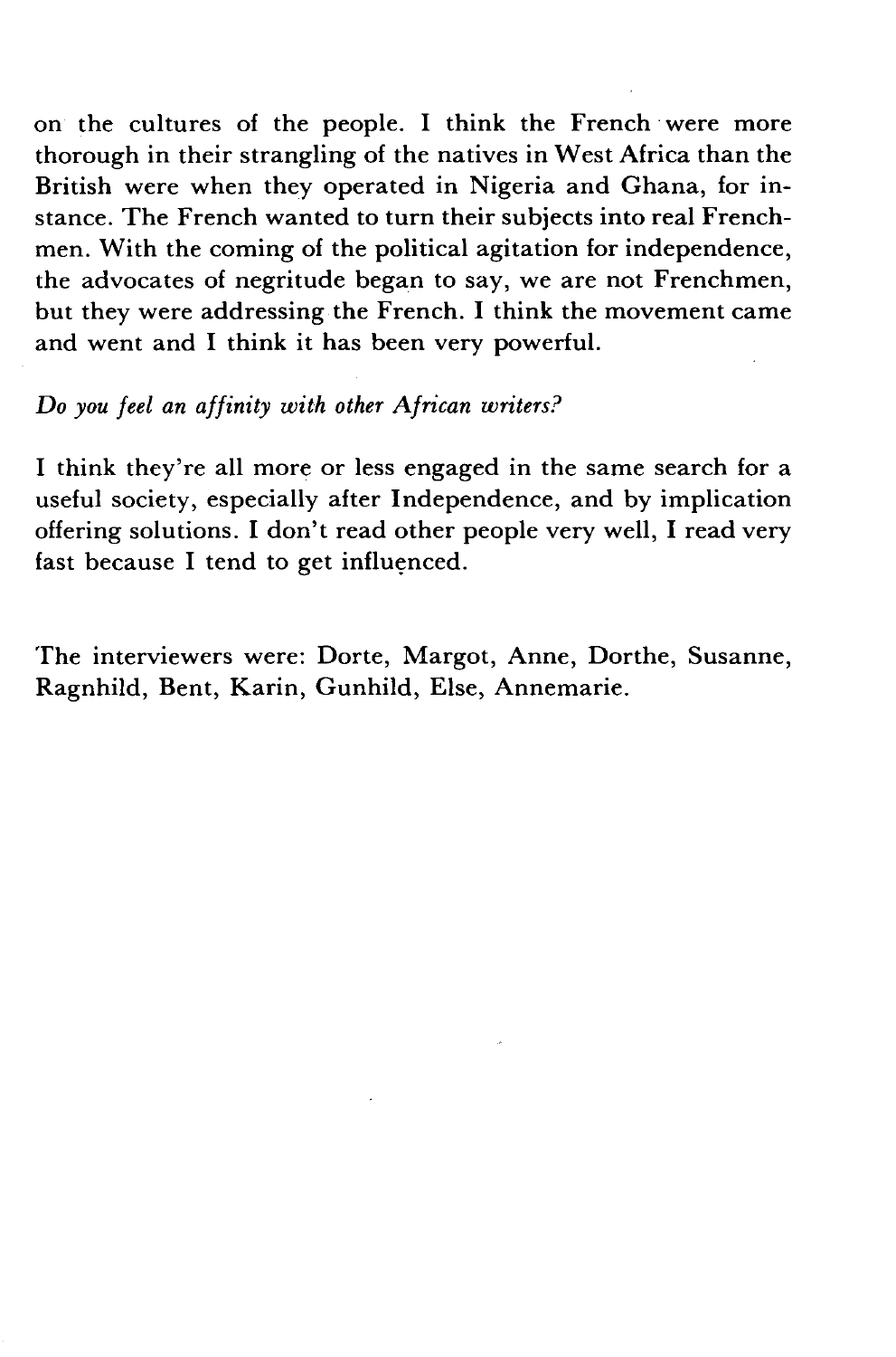on the cultures of the people. I think the French were more thorough in their strangling of the natives in West Africa than the British were when they operated in Nigeria and Ghana, for instance. The French wanted to turn their subjects into real Frenchmen. With the coming of the political agitation for independence, the advocates of negritude began to say, we are not Frenchmen, but they were addressing the French. I think the movement came and went and I think it has been very powerful.

*Do you feel an affinity with other African writers?*

I think they're all more or less engaged in the same search for a useful society, especially after Independence, and by implication offering solutions. I don't read other people very well, I read very fast because I tend to get influenced.

The interviewers were: Dorte, Margot, Anne, Dorthe, Susanne, Ragnhild, Bent, Karin, Gunhild, Else, Annemarie.